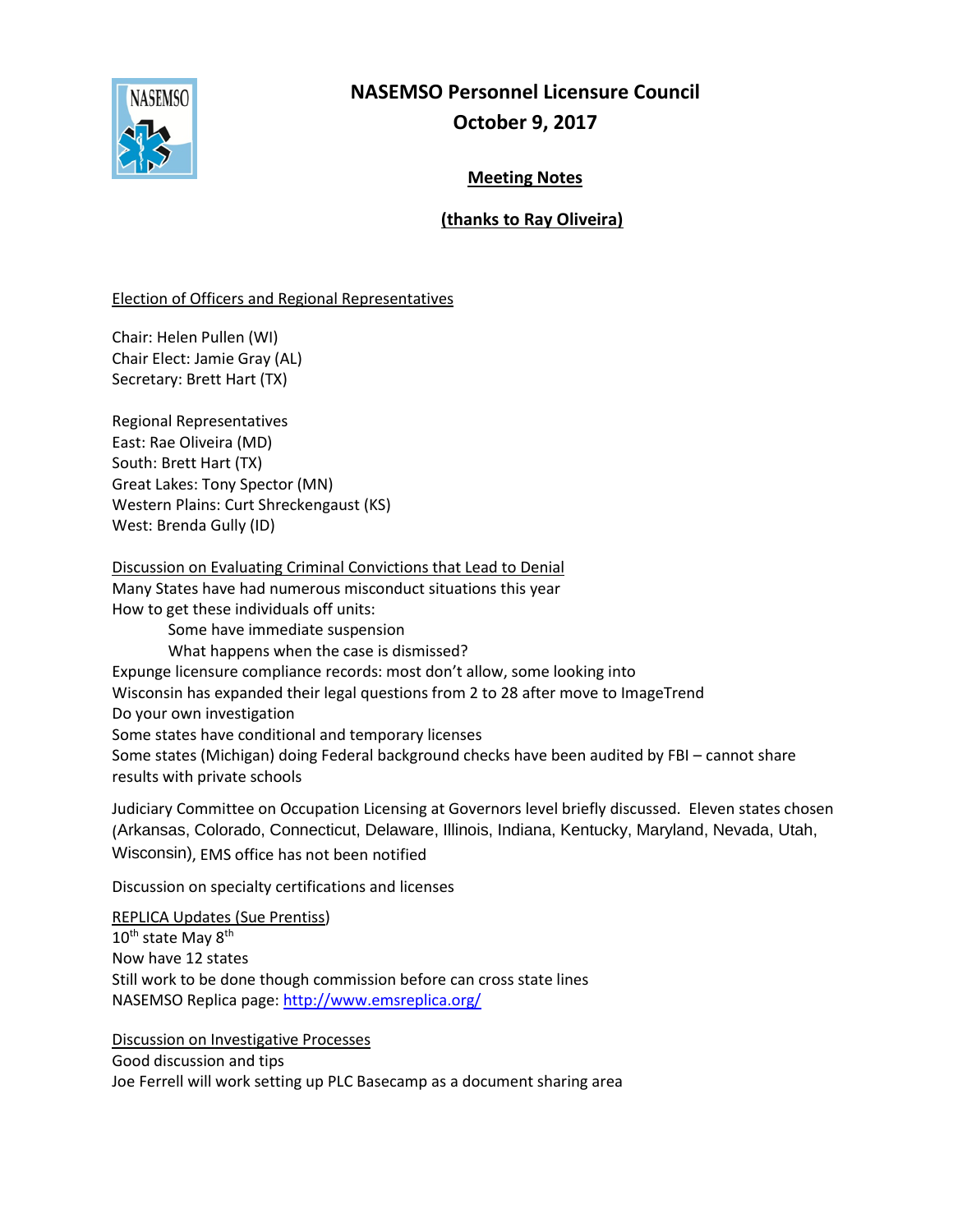# NASEMSO Personnel Licensure Council

## October 9, 2017

### Meeting Notes

### (thanks to Ray Oliveira)

Election of Officers and Regional Representatives

Chair: Helen Pullen (WI)
Chair Elect: Jamie Gray (AL)
Secretary: Brett Hart (TX)

Regional Representatives
East: Rae Oliveira (MD)
South: Brett Hart (TX)
Great Lakes: Tony Spector (MN)
Western Plains: Curt Shreckengaust (KS)
West: Brenda Gully (ID)

Discussion on Evaluating Criminal Convictions that Lead to Denial
Many States have had numerous misconduct situations this year
How to get these individuals off units:

- Some have immediate suspension
- What happens when the case is dismissed?

Expunge licensure compliance records: most don't allow, some looking into
Wisconsin has expanded their legal questions from 2 to 28 after move to ImageTrend
Do your own investigation
Some states have conditional and temporary licenses
Some states (Michigan) doing Federal background checks have been audited by FBI – cannot share results with private schools

Judiciary Committee on Occupation Licensing at Governors level briefly discussed. Eleven states chosen (Arkansas, Colorado, Connecticut, Delaware, Illinois, Indiana, Kentucky, Maryland, Nevada, Utah, Wisconsin), EMS office has not been notified

Discussion on specialty certifications and licenses

REPLICA Updates (Sue Prentiss)
10th state May 8th
Now have 12 states
Still work to be done though commission before can cross state lines
NASEMSO Replica page: http://www.emsreplica.org/

Discussion on Investigative Processes
Good discussion and tips
Joe Ferrell will work setting up PLC Basecamp as a document sharing area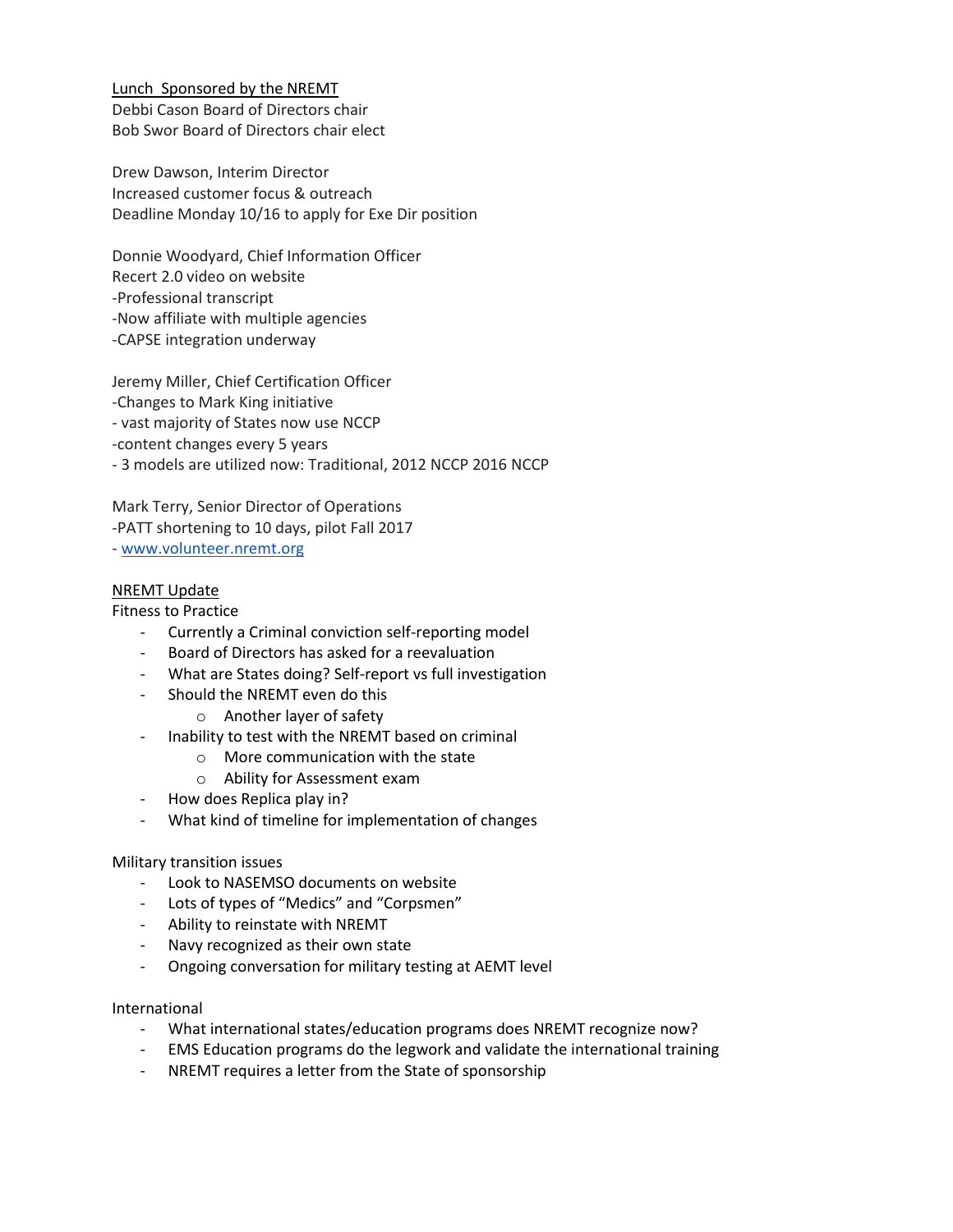Lunch  Sponsored by the NREMT

Debbi Cason Board of Directors chair
Bob Swor Board of Directors chair elect

Drew Dawson, Interim Director
Increased customer focus & outreach
Deadline Monday 10/16 to apply for Exe Dir position

Donnie Woodyard, Chief Information Officer
Recert 2.0 video on website
-Professional transcript
-Now affiliate with multiple agencies
-CAPSE integration underway

Jeremy Miller, Chief Certification Officer
-Changes to Mark King initiative
- vast majority of States now use NCCP
-content changes every 5 years
- 3 models are utilized now: Traditional, 2012 NCCP 2016 NCCP

Mark Terry, Senior Director of Operations
-PATT shortening to 10 days, pilot Fall 2017
- www.volunteer.nremt.org

NREMT Update

Fitness to Practice

- Currently a Criminal conviction self-reporting model
- Board of Directors has asked for a reevaluation
- What are States doing? Self-report vs full investigation
- Should the NREMT even do this
    - Another layer of safety
- Inability to test with the NREMT based on criminal
    - More communication with the state
    - Ability for Assessment exam
- How does Replica play in?
- What kind of timeline for implementation of changes

Military transition issues

- Look to NASEMSO documents on website
- Lots of types of "Medics" and "Corpsmen"
- Ability to reinstate with NREMT
- Navy recognized as their own state
- Ongoing conversation for military testing at AEMT level

International

- What international states/education programs does NREMT recognize now?
- EMS Education programs do the legwork and validate the international training
- NREMT requires a letter from the State of sponsorship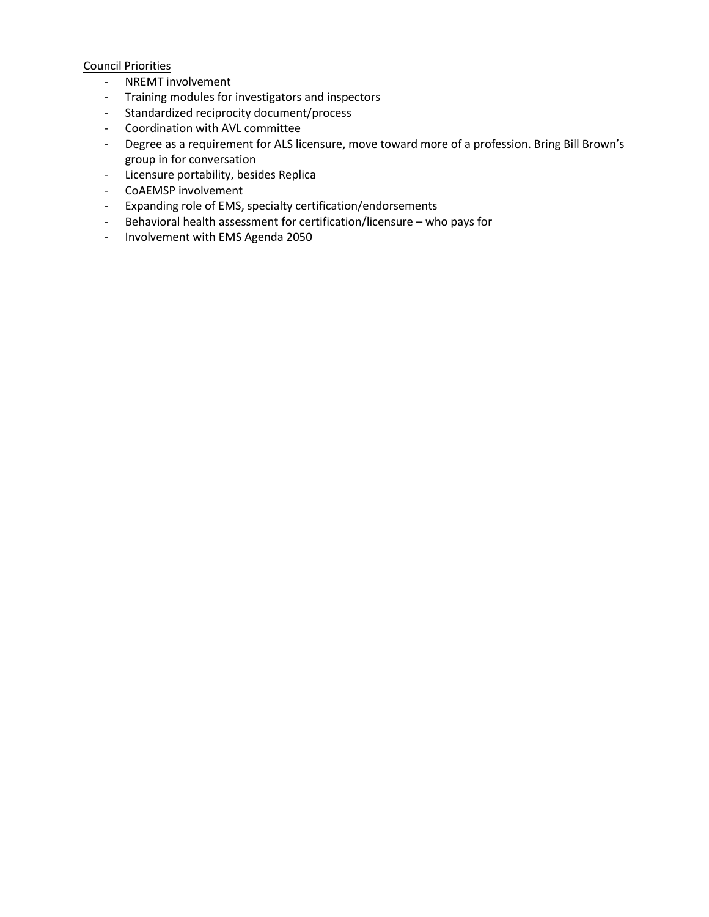Council Priorities

- NREMT involvement
- Training modules for investigators and inspectors
- Standardized reciprocity document/process
- Coordination with AVL committee
- Degree as a requirement for ALS licensure, move toward more of a profession. Bring Bill Brown's group in for conversation
- Licensure portability, besides Replica
- CoAEMSP involvement
- Expanding role of EMS, specialty certification/endorsements
- Behavioral health assessment for certification/licensure – who pays for
- Involvement with EMS Agenda 2050